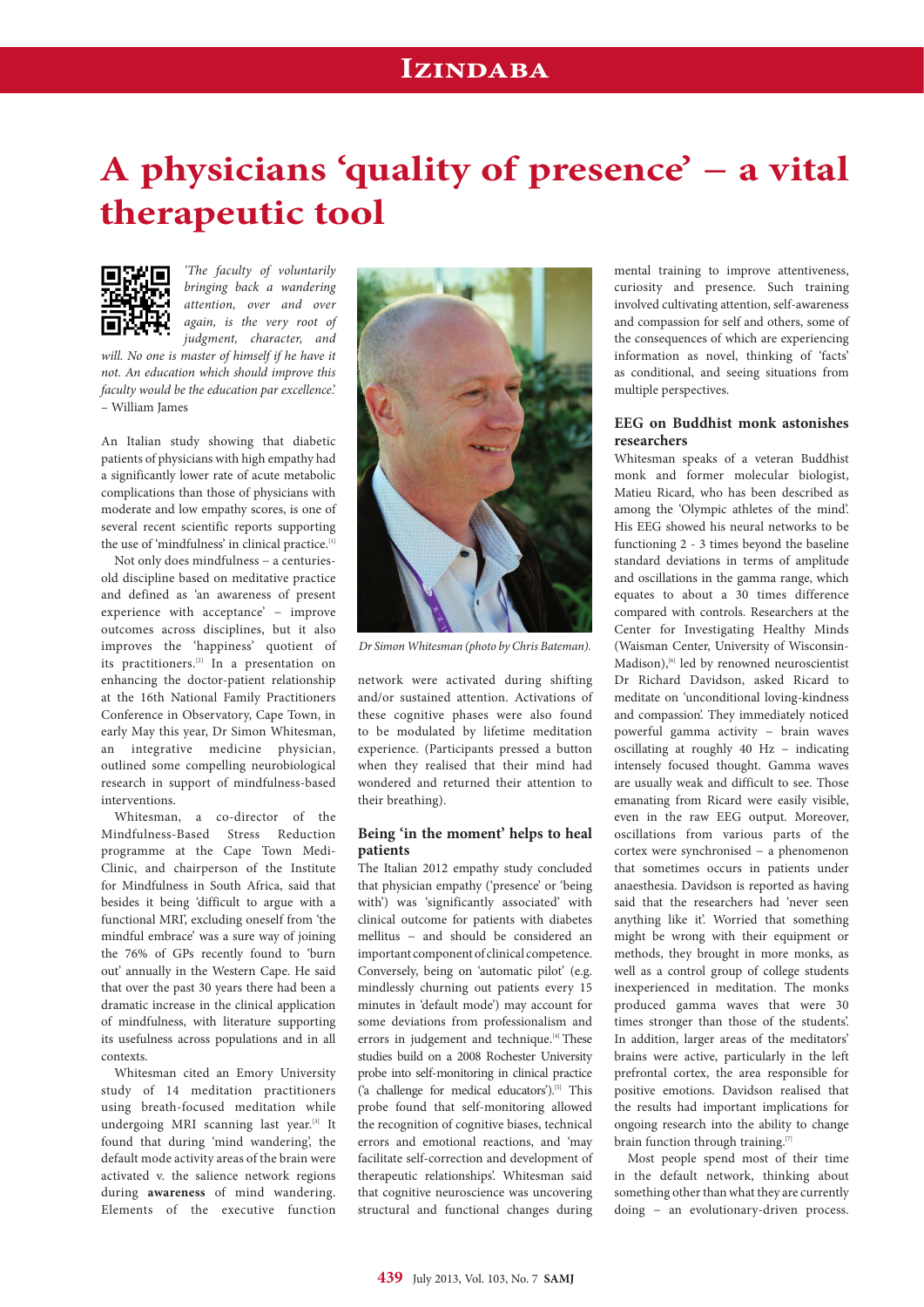# A physicians 'quality of presence' – a vital therapeutic tool

*'The faculty of voluntarily bringing back a wandering attention, over and over again, is the very root of judgment, character, and will. No one is master of himself if he have it not. An education which should improve this faculty would be the education par excellence.'*
– William James

An Italian study showing that diabetic patients of physicians with high empathy had a significantly lower rate of acute metabolic complications than those of physicians with moderate and low empathy scores, is one of several recent scientific reports supporting the use of 'mindfulness' in clinical practice.[1]

Not only does mindfulness – a centuries-old discipline based on meditative practice and defined as 'an awareness of present experience with acceptance' – improve outcomes across disciplines, but it also improves the 'happiness' quotient of its practitioners.[2] In a presentation on enhancing the doctor-patient relationship at the 16th National Family Practitioners Conference in Observatory, Cape Town, in early May this year, Dr Simon Whitesman, an integrative medicine physician, outlined some compelling neurobiological research in support of mindfulness-based interventions.

Whitesman, a co-director of the Mindfulness-Based Stress Reduction programme at the Cape Town Medi-Clinic, and chairperson of the Institute for Mindfulness in South Africa, said that besides it being 'difficult to argue with a functional MRI', excluding oneself from 'the mindful embrace' was a sure way of joining the 76% of GPs recently found to 'burn out' annually in the Western Cape. He said that over the past 30 years there had been a dramatic increase in the clinical application of mindfulness, with literature supporting its usefulness across populations and in all contexts.

Whitesman cited an Emory University study of 14 meditation practitioners using breath-focused meditation while undergoing MRI scanning last year.[3] It found that during 'mind wandering', the default mode activity areas of the brain were activated v. the salience network regions during **awareness** of mind wandering. Elements of the executive function network were activated during shifting and/or sustained attention. Activations of these cognitive phases were also found to be modulated by lifetime meditation experience. (Participants pressed a button when they realised that their mind had wondered and returned their attention to their breathing).

Dr Simon Whitesman (photo by Chris Bateman).

## Being 'in the moment' helps to heal patients

The Italian 2012 empathy study concluded that physician empathy ('presence' or 'being with') was 'significantly associated' with clinical outcome for patients with diabetes mellitus – and should be considered an important component of clinical competence. Conversely, being on 'automatic pilot' (e.g. mindlessly churning out patients every 15 minutes in 'default mode') may account for some deviations from professionalism and errors in judgement and technique.[4] These studies build on a 2008 Rochester University probe into self-monitoring in clinical practice ('a challenge for medical educators').[5] This probe found that self-monitoring allowed the recognition of cognitive biases, technical errors and emotional reactions, and 'may facilitate self-correction and development of therapeutic relationships.' Whitesman said that cognitive neuroscience was uncovering structural and functional changes during mental training to improve attentiveness, curiosity and presence. Such training involved cultivating attention, self-awareness and compassion for self and others, some of the consequences of which are experiencing information as novel, thinking of 'facts' as conditional, and seeing situations from multiple perspectives.

## EEG on Buddhist monk astonishes researchers

Whitesman speaks of a veteran Buddhist monk and former molecular biologist, Matieu Ricard, who has been described as among the 'Olympic athletes of the mind'. His EEG showed his neural networks to be functioning 2 - 3 times beyond the baseline standard deviations in terms of amplitude and oscillations in the gamma range, which equates to about a 30 times difference compared with controls. Researchers at the Center for Investigating Healthy Minds (Waisman Center, University of Wisconsin-Madison),[6] led by renowned neuroscientist Dr Richard Davidson, asked Ricard to meditate on 'unconditional loving-kindness and compassion'. They immediately noticed powerful gamma activity – brain waves oscillating at roughly 40 Hz – indicating intensely focused thought. Gamma waves are usually weak and difficult to see. Those emanating from Ricard were easily visible, even in the raw EEG output. Moreover, oscillations from various parts of the cortex were synchronised – a phenomenon that sometimes occurs in patients under anaesthesia. Davidson is reported as having said that the researchers had 'never seen anything like it'. Worried that something might be wrong with their equipment or methods, they brought in more monks, as well as a control group of college students inexperienced in meditation. The monks produced gamma waves that were 30 times stronger than those of the students'. In addition, larger areas of the meditators' brains were active, particularly in the left prefrontal cortex, the area responsible for positive emotions. Davidson realised that the results had important implications for ongoing research into the ability to change brain function through training.[7]

Most people spend most of their time in the default network, thinking about something other than what they are currently doing – an evolutionary-driven process.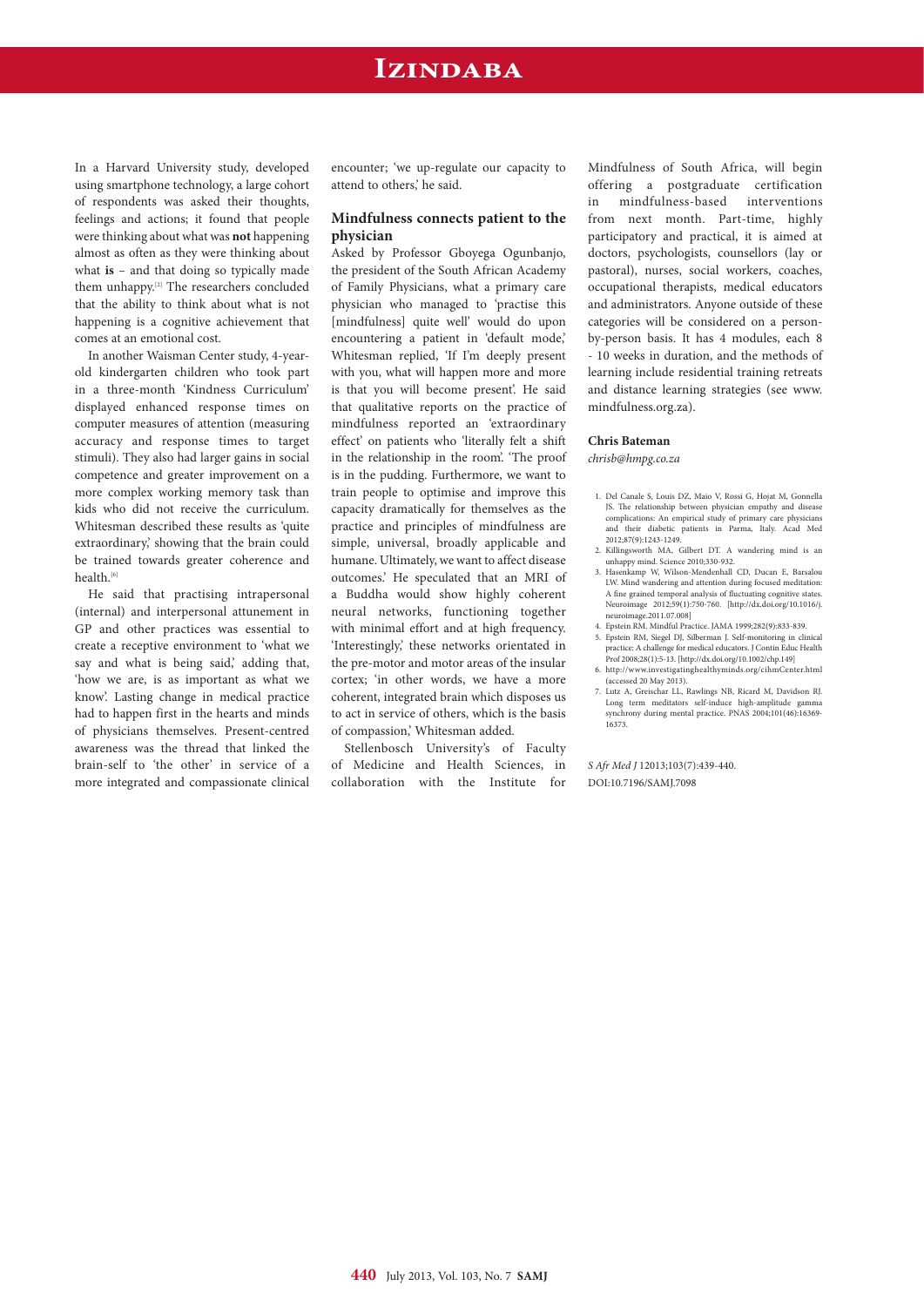In a Harvard University study, developed using smartphone technology, a large cohort of respondents was asked their thoughts, feelings and actions; it found that people were thinking about what was **not** happening almost as often as they were thinking about what **is** – and that doing so typically made them unhappy.[2] The researchers concluded that the ability to think about what is not happening is a cognitive achievement that comes at an emotional cost.

In another Waisman Center study, 4-year-old kindergarten children who took part in a three-month 'Kindness Curriculum' displayed enhanced response times on computer measures of attention (measuring accuracy and response times to target stimuli). They also had larger gains in social competence and greater improvement on a more complex working memory task than kids who did not receive the curriculum. Whitesman described these results as 'quite extraordinary,' showing that the brain could be trained towards greater coherence and health.[6]

He said that practising intrapersonal (internal) and interpersonal attunement in GP and other practices was essential to create a receptive environment to 'what we say and what is being said,' adding that, 'how we are, is as important as what we know'. Lasting change in medical practice had to happen first in the hearts and minds of physicians themselves. Present-centred awareness was the thread that linked the brain-self to 'the other' in service of a more integrated and compassionate clinical encounter; 'we up-regulate our capacity to attend to others,' he said.

## Mindfulness connects patient to the physician

Asked by Professor Gboyega Ogunbanjo, the president of the South African Academy of Family Physicians, what a primary care physician who managed to 'practise this [mindfulness] quite well' would do upon encountering a patient in 'default mode,' Whitesman replied, 'If I'm deeply present with you, what will happen more and more is that you will become present'. He said that qualitative reports on the practice of mindfulness reported an 'extraordinary effect' on patients who 'literally felt a shift in the relationship in the room'. 'The proof is in the pudding. Furthermore, we want to train people to optimise and improve this capacity dramatically for themselves as the practice and principles of mindfulness are simple, universal, broadly applicable and humane. Ultimately, we want to affect disease outcomes.' He speculated that an MRI of a Buddha would show highly coherent neural networks, functioning together with minimal effort and at high frequency. 'Interestingly,' these networks orientated in the pre-motor and motor areas of the insular cortex; 'in other words, we have a more coherent, integrated brain which disposes us to act in service of others, which is the basis of compassion,' Whitesman added.

Stellenbosch University's of Faculty of Medicine and Health Sciences, in collaboration with the Institute for Mindfulness of South Africa, will begin offering a postgraduate certification in mindfulness-based interventions from next month. Part-time, highly participatory and practical, it is aimed at doctors, psychologists, counsellors (lay or pastoral), nurses, social workers, coaches, occupational therapists, medical educators and administrators. Anyone outside of these categories will be considered on a person-by-person basis. It has 4 modules, each 8 - 10 weeks in duration, and the methods of learning include residential training retreats and distance learning strategies (see www.mindfulness.org.za).

**Chris Bateman**

*chrisb@hmpg.co.za*

1. Del Canale S, Louis DZ, Maio V, Rossi G, Hojat M, Gonnella JS. The relationship between physician empathy and disease complications: An empirical study of primary care physicians and their diabetic patients in Parma, Italy. Acad Med 2012;87(9):1243-1249.
2. Killingsworth MA, Gilbert DT. A wandering mind is an unhappy mind. Science 2010;330-932.
3. Hasenkamp W, Wilson-Mendenhall CD, Ducan E, Barsalou LW. Mind wandering and attention during focused meditation: A fine grained temporal analysis of fluctuating cognitive states. Neuroimage 2012;59(1):750-760. [http://dx.doi.org/10.1016/j.neuroimage.2011.07.008]
4. Epstein RM. Mindful Practice. JAMA 1999;282(9):833-839.
5. Epstein RM, Siegel DJ, Silberman J. Self-monitoring in clinical practice: A challenge for medical educators. J Contin Educ Health Prof 2008;28(1):5-13. [http://dx.doi.org/10.1002/chp.149]
6. http://www.investigatinghealthyminds.org/cihmCenter.html (accessed 20 May 2013).
7. Lutz A, Greischar LL, Rawlings NB, Ricard M, Davidson RJ. Long term meditators self-induce high-amplitude gamma synchrony during mental practice. PNAS 2004;101(46):16369-16373.

*S Afr Med J* 12013;103(7):439-440. DOI:10.7196/SAMJ.7098